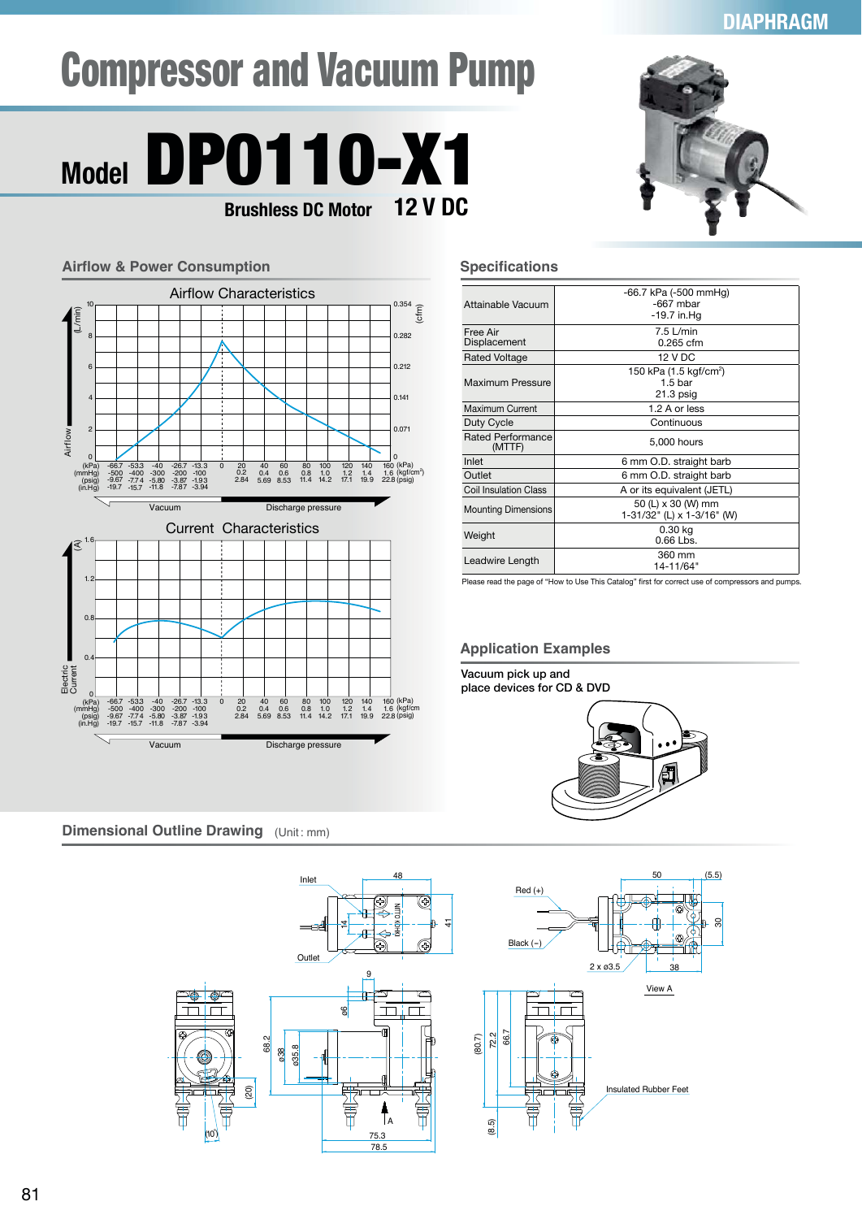DIAPHRAGM

# Compressor and Vacuum Pump

## Model DP0110-X1

**Brushless DC Motor** **12 V DC**

## Airflow & Power Consumption

### Airflow Characteristics

Airflow (L/min) / (cfm)

| (kPa) | -66.7 | -53.3 | -40 | -26.7 | -13.3 | 0 | 20 | 40 | 60 | 80 | 100 | 120 | 140 | 160 |
|---|---|---|---|---|---|---|---|---|---|---|---|---|---|---|
| (mmHg) | -500 | -400 | -300 | -200 | -100 | | | | | | | | | |
| (kgf/cm²) | | | | | | | 0.2 | 0.4 | 0.6 | 0.8 | 1.0 | 1.2 | 1.4 | 1.6 |
| (psig) | -9.67 | -7.74 | -5.80 | -3.87 | -1.93 | | 2.84 | 5.69 | 8.53 | 11.4 | 14.2 | 17.1 | 19.9 | 22.8 |
| (in.Hg) | -19.7 | -15.7 | -11.8 | -7.87 | -3.94 | | | | | | | | | |

Vacuum / Discharge pressure

### Current Characteristics

Electric Current (A)

Vacuum / Discharge pressure

## Specifications

| | |
|---|---|
| Attainable Vacuum | -66.7 kPa (-500 mmHg)<br>-667 mbar<br>-19.7 in.Hg |
| Free Air Displacement | 7.5 L/min<br>0.265 cfm |
| Rated Voltage | 12 V DC |
| Maximum Pressure | 150 kPa (1.5 kgf/cm²)<br>1.5 bar<br>21.3 psig |
| Maximum Current | 1.2 A or less |
| Duty Cycle | Continuous |
| Rated Performance (MTTF) | 5,000 hours |
| Inlet | 6 mm O.D. straight barb |
| Outlet | 6 mm O.D. straight barb |
| Coil Insulation Class | A or its equivalent (JETL) |
| Mounting Dimensions | 50 (L) x 30 (W) mm<br>1-31/32" (L) x 1-3/16" (W) |
| Weight | 0.30 kg<br>0.66 Lbs. |
| Leadwire Length | 360 mm<br>14-11/64" |

Please read the page of "How to Use This Catalog" first for correct use of compressors and pumps.

## Application Examples

Vacuum pick up and place devices for CD & DVD

## Dimensional Outline Drawing (Unit : mm)

Inlet, Outlet, Red (+), Black (−), 2 x ø3.5, View A, Insulated Rubber Feet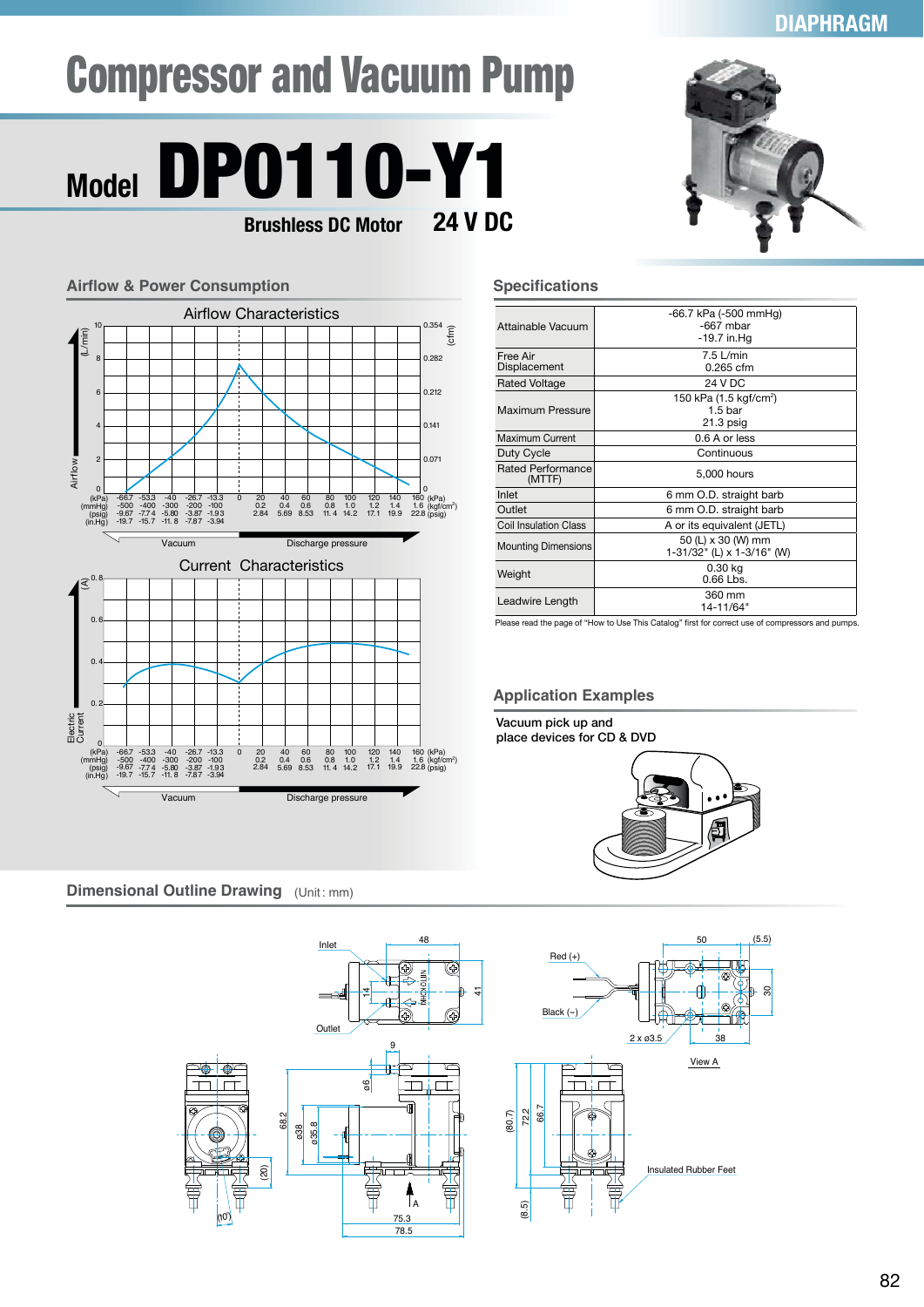DIAPHRAGM

# Compressor and Vacuum Pump

## Model DP0110-Y1

**Brushless DC Motor** **24 V DC**

### Airflow & Power Consumption

Airflow Characteristics

Current Characteristics

### Specifications

| | |
|---|---|
| Attainable Vacuum | -66.7 kPa (-500 mmHg)<br>-667 mbar<br>-19.7 in.Hg |
| Free Air Displacement | 7.5 L/min<br>0.265 cfm |
| Rated Voltage | 24 V DC |
| Maximum Pressure | 150 kPa (1.5 kgf/cm$^2$)<br>1.5 bar<br>21.3 psig |
| Maximum Current | 0.6 A or less |
| Duty Cycle | Continuous |
| Rated Performance (MTTF) | 5,000 hours |
| Inlet | 6 mm O.D. straight barb |
| Outlet | 6 mm O.D. straight barb |
| Coil Insulation Class | A or its equivalent (JETL) |
| Mounting Dimensions | 50 (L) x 30 (W) mm<br>1-31/32" (L) x 1-3/16" (W) |
| Weight | 0.30 kg<br>0.66 Lbs. |
| Leadwire Length | 360 mm<br>14-11/64" |

Please read the page of "How to Use This Catalog" first for correct use of compressors and pumps.

### Application Examples

Vacuum pick up and place devices for CD & DVD

### Dimensional Outline Drawing (Unit : mm)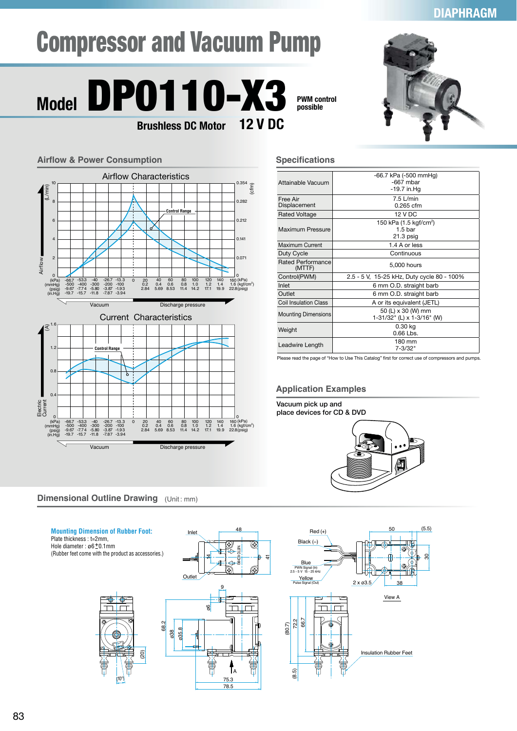DIAPHRAGM

# Compressor and Vacuum Pump

## Model DP0110-X3

PWM control possible

Brushless DC Motor 12 V DC

### Airflow & Power Consumption

Airflow Characteristics

Airflow (L/min) 10 8 6 4 2 0

(cfm) 0.354 0.282 0.212 0.141 0.071 0

Control Range

(kPa) -66.7 -53.3 -40 -26.7 -13.3 0 20 40 60 80 100 120 140 160 (kPa)
(mmHg) -500 -400 -300 -200 -100 0.2 0.4 0.6 0.8 1.0 1.2 1.4 1.6 (kgf/cm²)
(psig) -9.67 -7.74 -5.80 -3.87 -1.93 2.84 5.69 8.53 11.4 14.2 17.1 19.9 22.8 (psig)
(in.Hg) -19.7 -15.7 -11.8 -7.87 -3.94

Vacuum — Discharge pressure

Current Characteristics

Electric Current (A) 1.6 1.2 0.8 0.4 0

Control Range

(kPa) -66.7 -53.3 -40 -26.7 -13.3 0 20 40 60 80 100 120 140 160 (kPa)
(mmHg) -500 -400 -300 -200 -100 0.2 0.4 0.6 0.8 1.0 1.2 1.4 1.6 (kgf/cm²)
(psig) -9.67 -7.74 -5.80 -3.87 -1.93 2.84 5.69 8.53 11.4 14.2 17.1 19.9 22.8 (psig)
(in.Hg) -19.7 -15.7 -11.8 -7.87 -3.94

Vacuum — Discharge pressure

### Specifications

| | |
|---|---|
| Attainable Vacuum | -66.7 kPa (-500 mmHg)<br>-667 mbar<br>-19.7 in.Hg |
| Free Air Displacement | 7.5 L/min<br>0.265 cfm |
| Rated Voltage | 12 V DC |
| Maximum Pressure | 150 kPa (1.5 kgf/cm²)<br>1.5 bar<br>21.3 psig |
| Maximum Current | 1.4 A or less |
| Duty Cycle | Continuous |
| Rated Performance (MTTF) | 5,000 hours |
| Control(PWM) | 2.5 - 5 V, 15-25 kHz, Duty cycle 80 - 100% |
| Inlet | 6 mm O.D. straight barb |
| Outlet | 6 mm O.D. straight barb |
| Coil Insulation Class | A or its equivalent (JETL) |
| Mounting Dimensions | 50 (L) x 30 (W) mm<br>1-31/32" (L) x 1-3/16" (W) |
| Weight | 0.30 kg<br>0.66 Lbs. |
| Leadwire Length | 180 mm<br>7-3/32" |

Please read the page of "How to Use This Catalog" first for correct use of compressors and pumps.

### Application Examples

Vacuum pick up and place devices for CD & DVD

### Dimensional Outline Drawing (Unit : mm)

**Mounting Dimension of Rubber Foot:**
Plate thickness : t=2mm,
Hole diameter : ø6±0.1mm
(Rubber feet come with the product as accessories.)

Inlet, Outlet, 48, 14, 41

Red (+), Black (–), Blue PWN Signal (In) 2.5 - 5 V 15 - 25 kHz, Yellow Pulse Signal (Out), 50, (5.5), 30, 2 x ø3.5, 38

(20), (10°), 9, ø6, 68.2, ø38, ø35.8, A, 75.3, 78.5, (80.7), 72.2, 66.7, (8.5)

View A

Insulation Rubber Feet